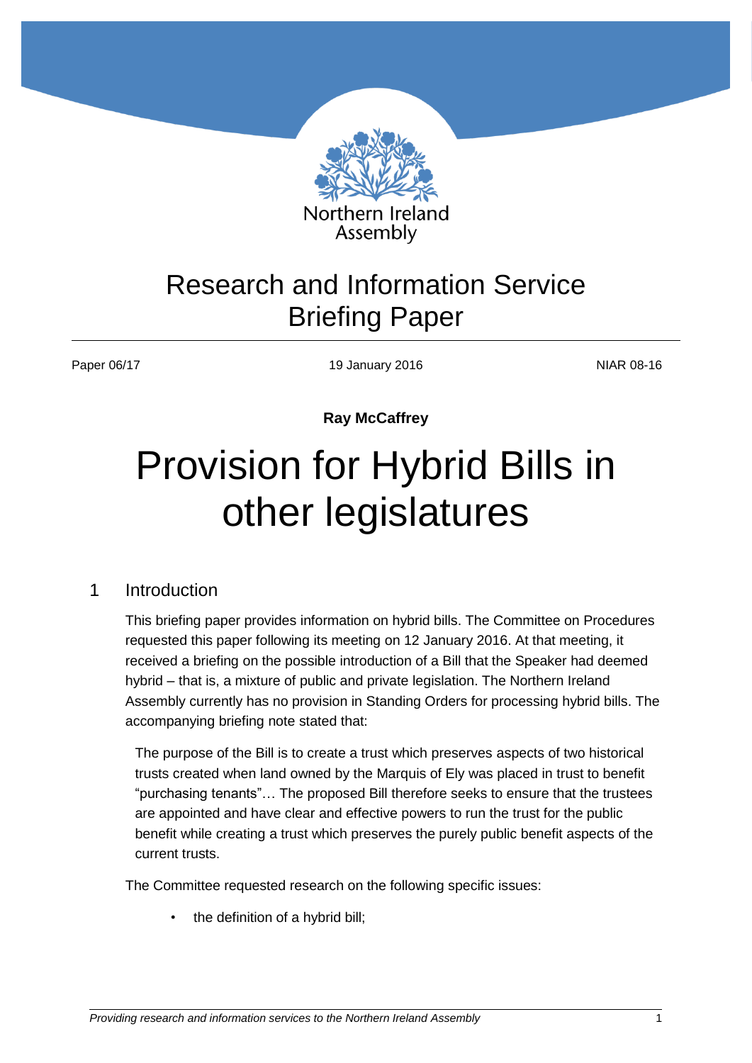Northern Ireland Assembly

# Research and Information Service Briefing Paper

Paper 06/17 | 19 January 2016 | NIAR 08-16

**Ray McCaffrey**

# Provision for Hybrid Bills in other legislatures

## 1 Introduction

This briefing paper provides information on hybrid bills. The Committee on Procedures requested this paper following its meeting on 12 January 2016. At that meeting, it received a briefing on the possible introduction of a Bill that the Speaker had deemed hybrid – that is, a mixture of public and private legislation. The Northern Ireland Assembly currently has no provision in Standing Orders for processing hybrid bills. The accompanying briefing note stated that:

> The purpose of the Bill is to create a trust which preserves aspects of two historical trusts created when land owned by the Marquis of Ely was placed in trust to benefit "purchasing tenants"… The proposed Bill therefore seeks to ensure that the trustees are appointed and have clear and effective powers to run the trust for the public benefit while creating a trust which preserves the purely public benefit aspects of the current trusts.

The Committee requested research on the following specific issues:

- the definition of a hybrid bill;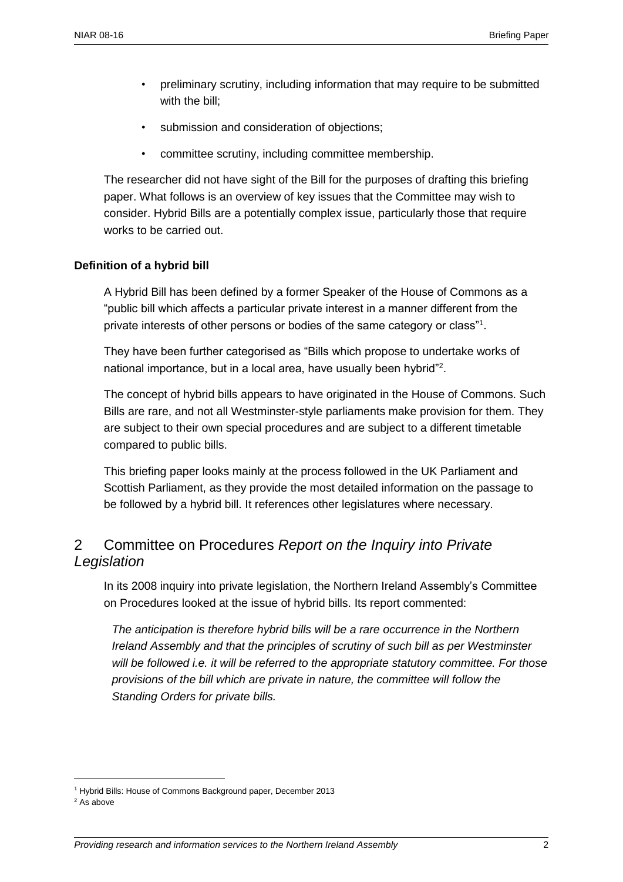- preliminary scrutiny, including information that may require to be submitted with the bill;
- submission and consideration of objections;
- committee scrutiny, including committee membership.

The researcher did not have sight of the Bill for the purposes of drafting this briefing paper. What follows is an overview of key issues that the Committee may wish to consider. Hybrid Bills are a potentially complex issue, particularly those that require works to be carried out.

**Definition of a hybrid bill**

A Hybrid Bill has been defined by a former Speaker of the House of Commons as a "public bill which affects a particular private interest in a manner different from the private interests of other persons or bodies of the same category or class"[1].

They have been further categorised as "Bills which propose to undertake works of national importance, but in a local area, have usually been hybrid"[2].

The concept of hybrid bills appears to have originated in the House of Commons. Such Bills are rare, and not all Westminster-style parliaments make provision for them. They are subject to their own special procedures and are subject to a different timetable compared to public bills.

This briefing paper looks mainly at the process followed in the UK Parliament and Scottish Parliament, as they provide the most detailed information on the passage to be followed by a hybrid bill. It references other legislatures where necessary.

## 2 Committee on Procedures *Report on the Inquiry into Private Legislation*

In its 2008 inquiry into private legislation, the Northern Ireland Assembly's Committee on Procedures looked at the issue of hybrid bills. Its report commented:

> *The anticipation is therefore hybrid bills will be a rare occurrence in the Northern Ireland Assembly and that the principles of scrutiny of such bill as per Westminster will be followed i.e. it will be referred to the appropriate statutory committee. For those provisions of the bill which are private in nature, the committee will follow the Standing Orders for private bills.*

---

[1] Hybrid Bills: House of Commons Background paper, December 2013

[2] As above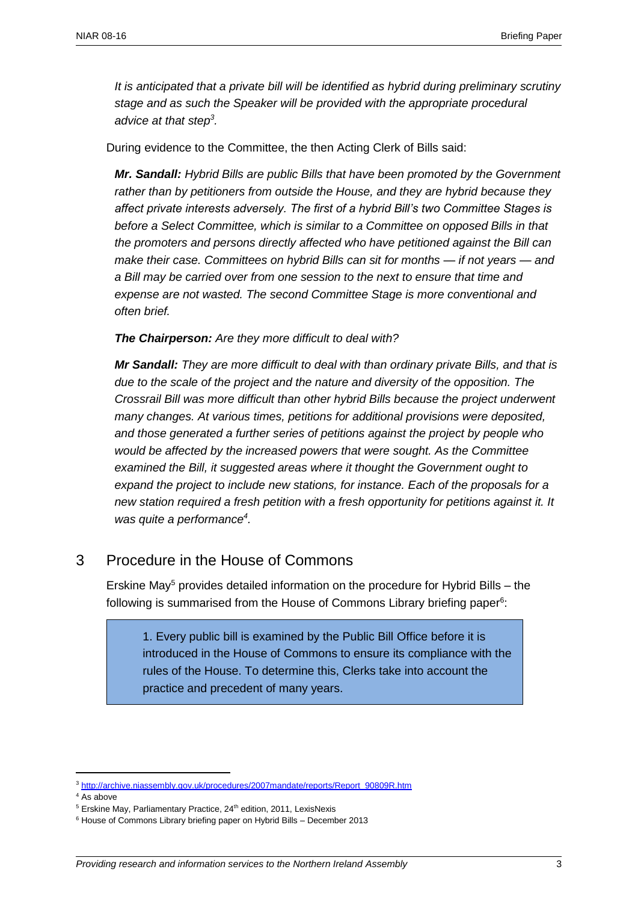*It is anticipated that a private bill will be identified as hybrid during preliminary scrutiny stage and as such the Speaker will be provided with the appropriate procedural advice at that step[3].*

During evidence to the Committee, the then Acting Clerk of Bills said:

***Mr. Sandall:** Hybrid Bills are public Bills that have been promoted by the Government rather than by petitioners from outside the House, and they are hybrid because they affect private interests adversely. The first of a hybrid Bill's two Committee Stages is before a Select Committee, which is similar to a Committee on opposed Bills in that the promoters and persons directly affected who have petitioned against the Bill can make their case. Committees on hybrid Bills can sit for months — if not years — and a Bill may be carried over from one session to the next to ensure that time and expense are not wasted. The second Committee Stage is more conventional and often brief.*

***The Chairperson:** Are they more difficult to deal with?*

***Mr Sandall:** They are more difficult to deal with than ordinary private Bills, and that is due to the scale of the project and the nature and diversity of the opposition. The Crossrail Bill was more difficult than other hybrid Bills because the project underwent many changes. At various times, petitions for additional provisions were deposited, and those generated a further series of petitions against the project by people who would be affected by the increased powers that were sought. As the Committee examined the Bill, it suggested areas where it thought the Government ought to expand the project to include new stations, for instance. Each of the proposals for a new station required a fresh petition with a fresh opportunity for petitions against it. It was quite a performance[4].*

## 3 Procedure in the House of Commons

Erskine May[5] provides detailed information on the procedure for Hybrid Bills – the following is summarised from the House of Commons Library briefing paper[6]:

> 1. Every public bill is examined by the Public Bill Office before it is introduced in the House of Commons to ensure its compliance with the rules of the House. To determine this, Clerks take into account the practice and precedent of many years.

---

[3] http://archive.niassembly.gov.uk/procedures/2007mandate/reports/Report_90809R.htm

[4] As above

[5] Erskine May, Parliamentary Practice, 24th edition, 2011, LexisNexis

[6] House of Commons Library briefing paper on Hybrid Bills – December 2013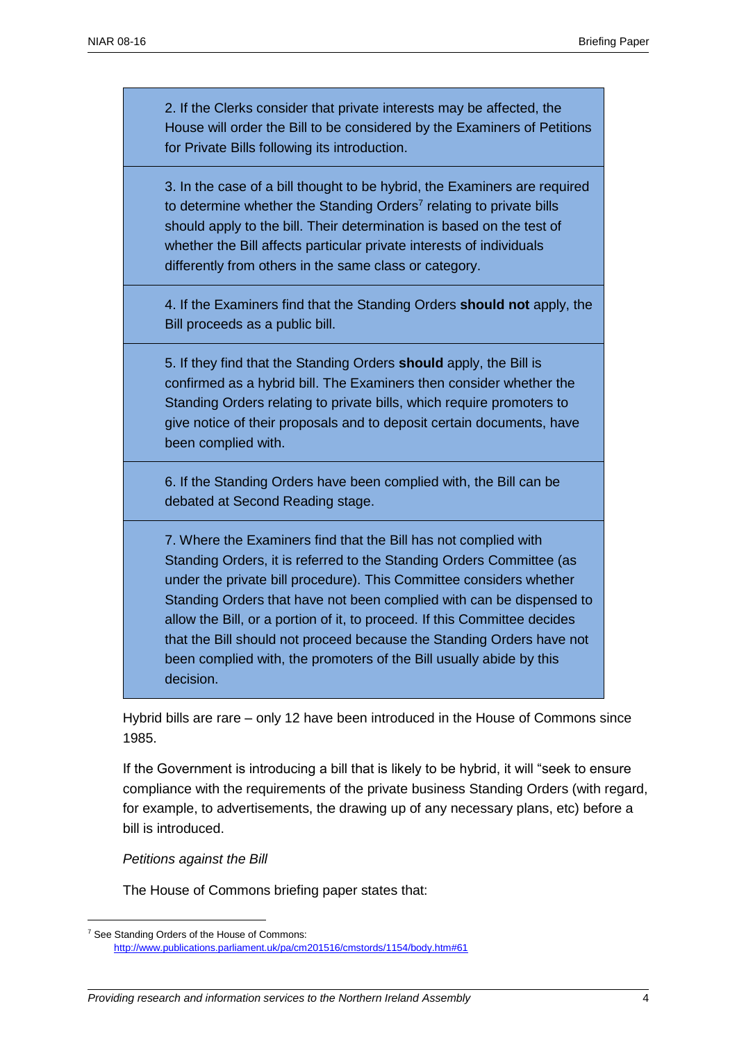2. If the Clerks consider that private interests may be affected, the House will order the Bill to be considered by the Examiners of Petitions for Private Bills following its introduction.

3. In the case of a bill thought to be hybrid, the Examiners are required to determine whether the Standing Orders[7] relating to private bills should apply to the bill. Their determination is based on the test of whether the Bill affects particular private interests of individuals differently from others in the same class or category.

4. If the Examiners find that the Standing Orders **should not** apply, the Bill proceeds as a public bill.

5. If they find that the Standing Orders **should** apply, the Bill is confirmed as a hybrid bill. The Examiners then consider whether the Standing Orders relating to private bills, which require promoters to give notice of their proposals and to deposit certain documents, have been complied with.

6. If the Standing Orders have been complied with, the Bill can be debated at Second Reading stage.

7. Where the Examiners find that the Bill has not complied with Standing Orders, it is referred to the Standing Orders Committee (as under the private bill procedure). This Committee considers whether Standing Orders that have not been complied with can be dispensed to allow the Bill, or a portion of it, to proceed. If this Committee decides that the Bill should not proceed because the Standing Orders have not been complied with, the promoters of the Bill usually abide by this decision.

Hybrid bills are rare – only 12 have been introduced in the House of Commons since 1985.

If the Government is introducing a bill that is likely to be hybrid, it will "seek to ensure compliance with the requirements of the private business Standing Orders (with regard, for example, to advertisements, the drawing up of any necessary plans, etc) before a bill is introduced.

*Petitions against the Bill*

The House of Commons briefing paper states that:

---

[7] See Standing Orders of the House of Commons: http://www.publications.parliament.uk/pa/cm201516/cmstords/1154/body.htm#61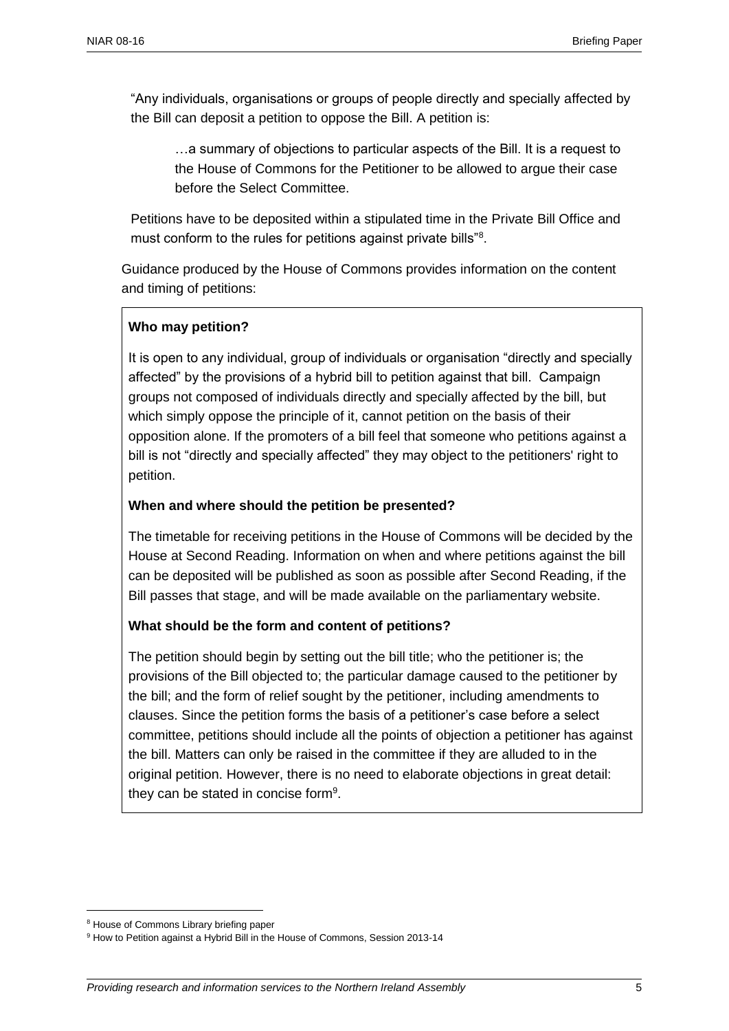> "Any individuals, organisations or groups of people directly and specially affected by the Bill can deposit a petition to oppose the Bill. A petition is:
>
> > …a summary of objections to particular aspects of the Bill. It is a request to the House of Commons for the Petitioner to be allowed to argue their case before the Select Committee.
>
> Petitions have to be deposited within a stipulated time in the Private Bill Office and must conform to the rules for petitions against private bills"[8].

Guidance produced by the House of Commons provides information on the content and timing of petitions:

> **Who may petition?**
>
> It is open to any individual, group of individuals or organisation "directly and specially affected" by the provisions of a hybrid bill to petition against that bill. Campaign groups not composed of individuals directly and specially affected by the bill, but which simply oppose the principle of it, cannot petition on the basis of their opposition alone. If the promoters of a bill feel that someone who petitions against a bill is not "directly and specially affected" they may object to the petitioners' right to petition.
>
> **When and where should the petition be presented?**
>
> The timetable for receiving petitions in the House of Commons will be decided by the House at Second Reading. Information on when and where petitions against the bill can be deposited will be published as soon as possible after Second Reading, if the Bill passes that stage, and will be made available on the parliamentary website.
>
> **What should be the form and content of petitions?**
>
> The petition should begin by setting out the bill title; who the petitioner is; the provisions of the Bill objected to; the particular damage caused to the petitioner by the bill; and the form of relief sought by the petitioner, including amendments to clauses. Since the petition forms the basis of a petitioner's case before a select committee, petitions should include all the points of objection a petitioner has against the bill. Matters can only be raised in the committee if they are alluded to in the original petition. However, there is no need to elaborate objections in great detail: they can be stated in concise form[9].

---

[8] House of Commons Library briefing paper

[9] How to Petition against a Hybrid Bill in the House of Commons, Session 2013-14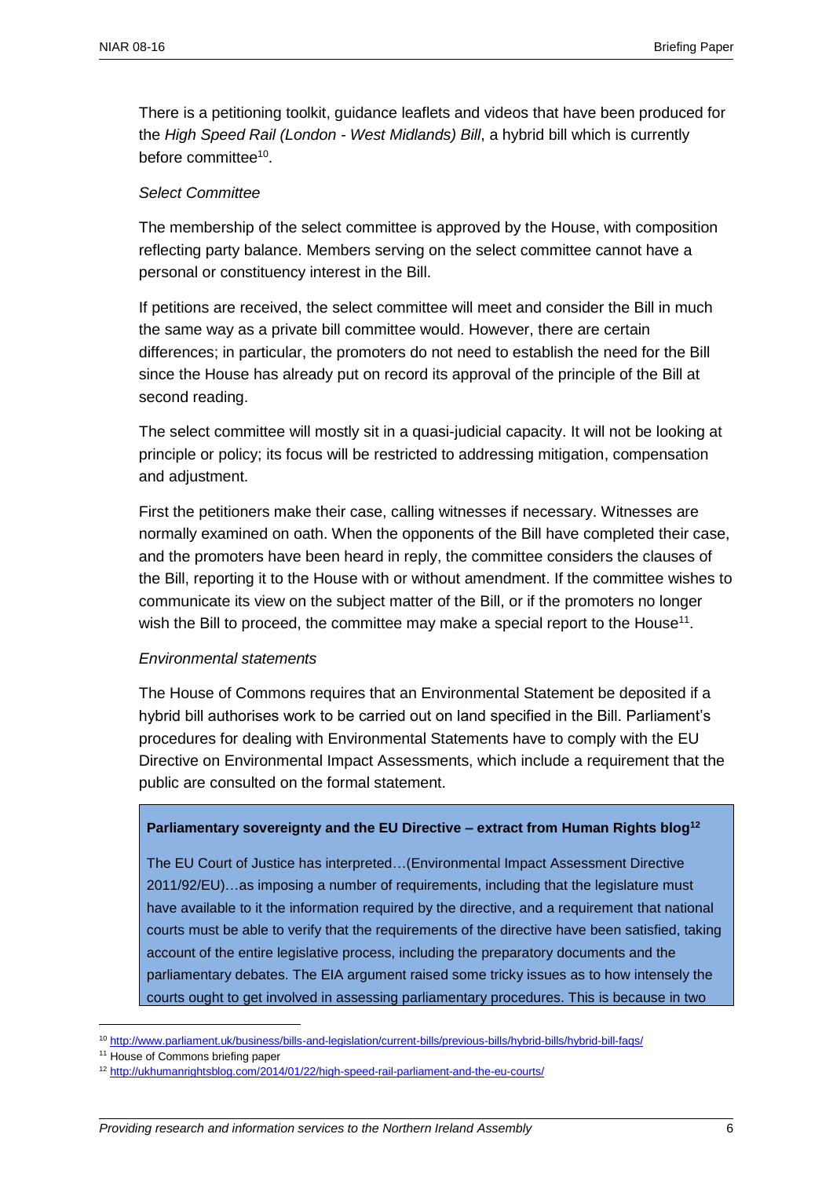There is a petitioning toolkit, guidance leaflets and videos that have been produced for the *High Speed Rail (London - West Midlands) Bill*, a hybrid bill which is currently before committee[10].

*Select Committee*

The membership of the select committee is approved by the House, with composition reflecting party balance. Members serving on the select committee cannot have a personal or constituency interest in the Bill.

If petitions are received, the select committee will meet and consider the Bill in much the same way as a private bill committee would. However, there are certain differences; in particular, the promoters do not need to establish the need for the Bill since the House has already put on record its approval of the principle of the Bill at second reading.

The select committee will mostly sit in a quasi-judicial capacity. It will not be looking at principle or policy; its focus will be restricted to addressing mitigation, compensation and adjustment.

First the petitioners make their case, calling witnesses if necessary. Witnesses are normally examined on oath. When the opponents of the Bill have completed their case, and the promoters have been heard in reply, the committee considers the clauses of the Bill, reporting it to the House with or without amendment. If the committee wishes to communicate its view on the subject matter of the Bill, or if the promoters no longer wish the Bill to proceed, the committee may make a special report to the House[11].

*Environmental statements*

The House of Commons requires that an Environmental Statement be deposited if a hybrid bill authorises work to be carried out on land specified in the Bill. Parliament's procedures for dealing with Environmental Statements have to comply with the EU Directive on Environmental Impact Assessments, which include a requirement that the public are consulted on the formal statement.

**Parliamentary sovereignty and the EU Directive – extract from Human Rights blog[12]**

The EU Court of Justice has interpreted…(Environmental Impact Assessment Directive 2011/92/EU)…as imposing a number of requirements, including that the legislature must have available to it the information required by the directive, and a requirement that national courts must be able to verify that the requirements of the directive have been satisfied, taking account of the entire legislative process, including the preparatory documents and the parliamentary debates. The EIA argument raised some tricky issues as to how intensely the courts ought to get involved in assessing parliamentary procedures. This is because in two

---

[10] http://www.parliament.uk/business/bills-and-legislation/current-bills/previous-bills/hybrid-bills/hybrid-bill-faqs/

[11] House of Commons briefing paper

[12] http://ukhumanrightsblog.com/2014/01/22/high-speed-rail-parliament-and-the-eu-courts/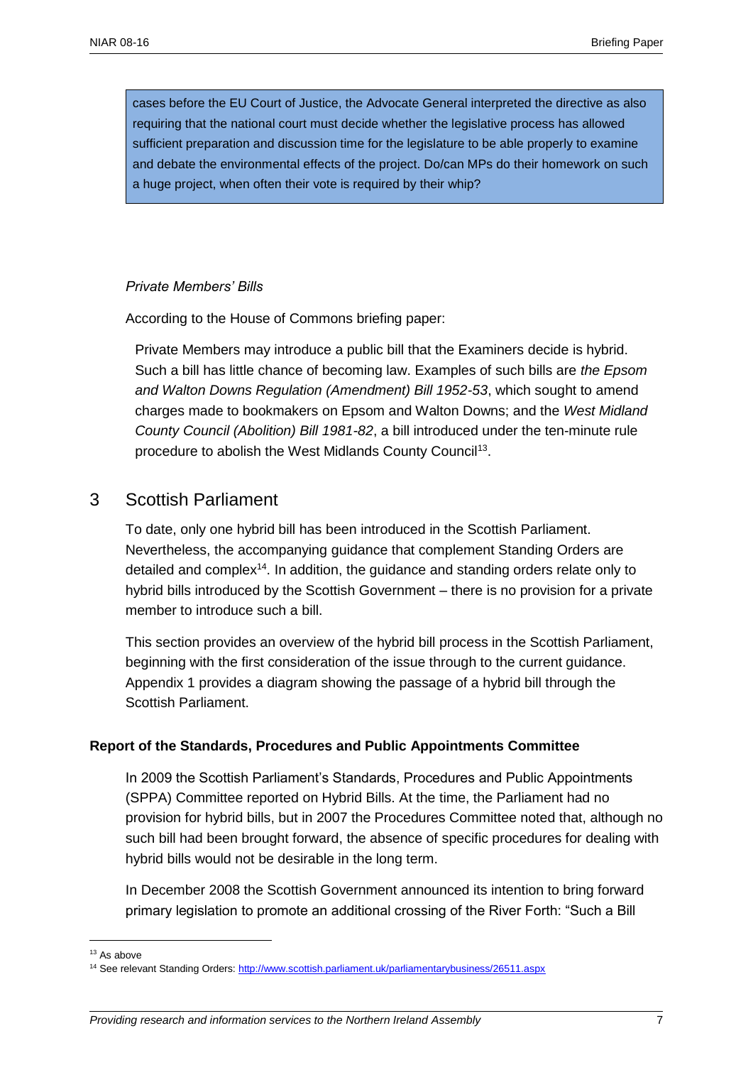> cases before the EU Court of Justice, the Advocate General interpreted the directive as also requiring that the national court must decide whether the legislative process has allowed sufficient preparation and discussion time for the legislature to be able properly to examine and debate the environmental effects of the project. Do/can MPs do their homework on such a huge project, when often their vote is required by their whip?

*Private Members' Bills*

According to the House of Commons briefing paper:

> Private Members may introduce a public bill that the Examiners decide is hybrid. Such a bill has little chance of becoming law. Examples of such bills are *the Epsom and Walton Downs Regulation (Amendment) Bill 1952-53*, which sought to amend charges made to bookmakers on Epsom and Walton Downs; and the *West Midland County Council (Abolition) Bill 1981-82*, a bill introduced under the ten-minute rule procedure to abolish the West Midlands County Council[13].

## 3 Scottish Parliament

To date, only one hybrid bill has been introduced in the Scottish Parliament. Nevertheless, the accompanying guidance that complement Standing Orders are detailed and complex[14]. In addition, the guidance and standing orders relate only to hybrid bills introduced by the Scottish Government – there is no provision for a private member to introduce such a bill.

This section provides an overview of the hybrid bill process in the Scottish Parliament, beginning with the first consideration of the issue through to the current guidance. Appendix 1 provides a diagram showing the passage of a hybrid bill through the Scottish Parliament.

**Report of the Standards, Procedures and Public Appointments Committee**

In 2009 the Scottish Parliament's Standards, Procedures and Public Appointments (SPPA) Committee reported on Hybrid Bills. At the time, the Parliament had no provision for hybrid bills, but in 2007 the Procedures Committee noted that, although no such bill had been brought forward, the absence of specific procedures for dealing with hybrid bills would not be desirable in the long term.

In December 2008 the Scottish Government announced its intention to bring forward primary legislation to promote an additional crossing of the River Forth: "Such a Bill

---

[13] As above

[14] See relevant Standing Orders: http://www.scottish.parliament.uk/parliamentarybusiness/26511.aspx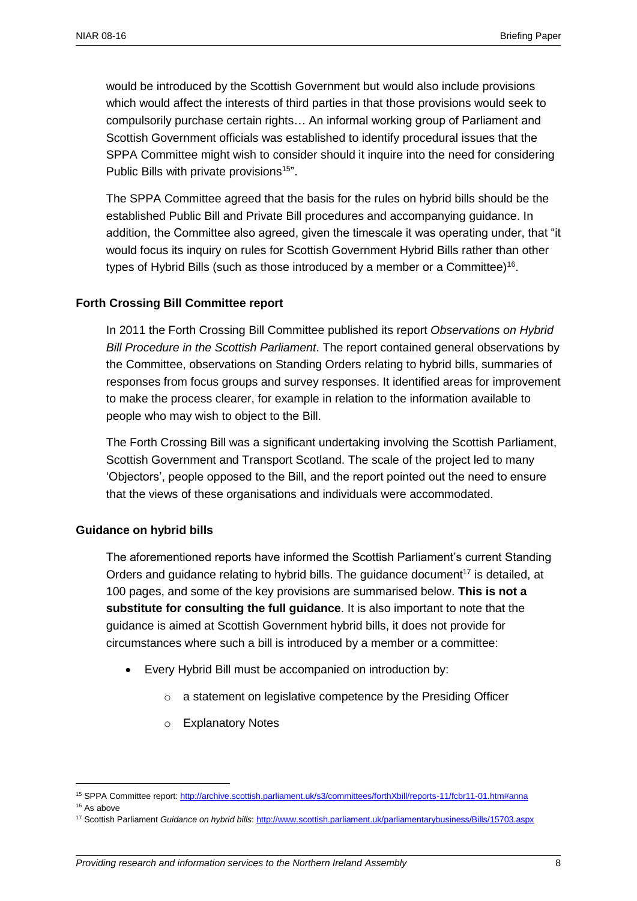would be introduced by the Scottish Government but would also include provisions which would affect the interests of third parties in that those provisions would seek to compulsorily purchase certain rights… An informal working group of Parliament and Scottish Government officials was established to identify procedural issues that the SPPA Committee might wish to consider should it inquire into the need for considering Public Bills with private provisions[15]".

The SPPA Committee agreed that the basis for the rules on hybrid bills should be the established Public Bill and Private Bill procedures and accompanying guidance. In addition, the Committee also agreed, given the timescale it was operating under, that "it would focus its inquiry on rules for Scottish Government Hybrid Bills rather than other types of Hybrid Bills (such as those introduced by a member or a Committee)[16].

**Forth Crossing Bill Committee report**

In 2011 the Forth Crossing Bill Committee published its report *Observations on Hybrid Bill Procedure in the Scottish Parliament*. The report contained general observations by the Committee, observations on Standing Orders relating to hybrid bills, summaries of responses from focus groups and survey responses. It identified areas for improvement to make the process clearer, for example in relation to the information available to people who may wish to object to the Bill.

The Forth Crossing Bill was a significant undertaking involving the Scottish Parliament, Scottish Government and Transport Scotland. The scale of the project led to many 'Objectors', people opposed to the Bill, and the report pointed out the need to ensure that the views of these organisations and individuals were accommodated.

**Guidance on hybrid bills**

The aforementioned reports have informed the Scottish Parliament's current Standing Orders and guidance relating to hybrid bills. The guidance document[17] is detailed, at 100 pages, and some of the key provisions are summarised below. **This is not a substitute for consulting the full guidance**. It is also important to note that the guidance is aimed at Scottish Government hybrid bills, it does not provide for circumstances where such a bill is introduced by a member or a committee:

- Every Hybrid Bill must be accompanied on introduction by:
  - a statement on legislative competence by the Presiding Officer
  - Explanatory Notes

---

[15] SPPA Committee report: http://archive.scottish.parliament.uk/s3/committees/forthXbill/reports-11/fcbr11-01.htm#anna

[16] As above

[17] Scottish Parliament *Guidance on hybrid bills*: http://www.scottish.parliament.uk/parliamentarybusiness/Bills/15703.aspx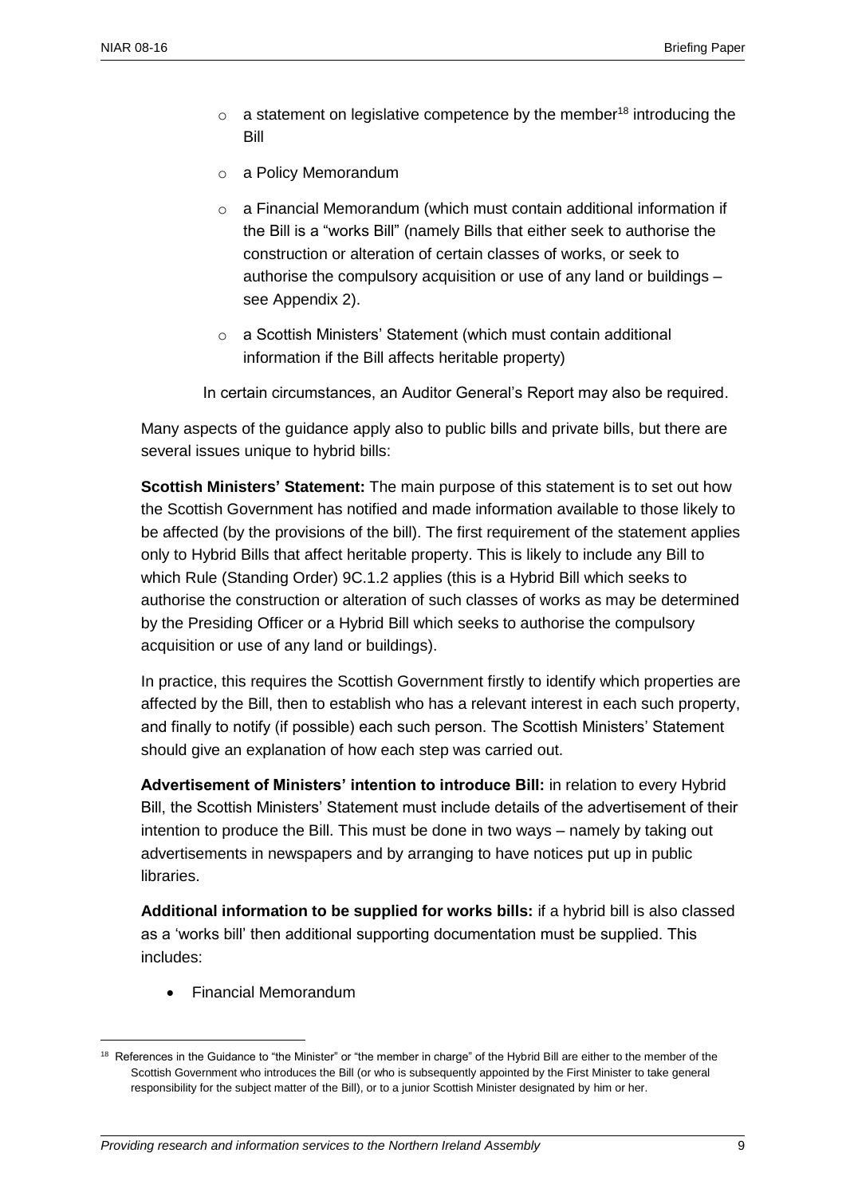- a statement on legislative competence by the member[18] introducing the Bill
  - a Policy Memorandum
  - a Financial Memorandum (which must contain additional information if the Bill is a "works Bill" (namely Bills that either seek to authorise the construction or alteration of certain classes of works, or seek to authorise the compulsory acquisition or use of any land or buildings – see Appendix 2).
  - a Scottish Ministers' Statement (which must contain additional information if the Bill affects heritable property)

In certain circumstances, an Auditor General's Report may also be required.

Many aspects of the guidance apply also to public bills and private bills, but there are several issues unique to hybrid bills:

**Scottish Ministers' Statement:** The main purpose of this statement is to set out how the Scottish Government has notified and made information available to those likely to be affected (by the provisions of the bill). The first requirement of the statement applies only to Hybrid Bills that affect heritable property. This is likely to include any Bill to which Rule (Standing Order) 9C.1.2 applies (this is a Hybrid Bill which seeks to authorise the construction or alteration of such classes of works as may be determined by the Presiding Officer or a Hybrid Bill which seeks to authorise the compulsory acquisition or use of any land or buildings).

In practice, this requires the Scottish Government firstly to identify which properties are affected by the Bill, then to establish who has a relevant interest in each such property, and finally to notify (if possible) each such person. The Scottish Ministers' Statement should give an explanation of how each step was carried out.

**Advertisement of Ministers' intention to introduce Bill:** in relation to every Hybrid Bill, the Scottish Ministers' Statement must include details of the advertisement of their intention to produce the Bill. This must be done in two ways – namely by taking out advertisements in newspapers and by arranging to have notices put up in public libraries.

**Additional information to be supplied for works bills:** if a hybrid bill is also classed as a 'works bill' then additional supporting documentation must be supplied. This includes:

- Financial Memorandum

[18] References in the Guidance to "the Minister" or "the member in charge" of the Hybrid Bill are either to the member of the Scottish Government who introduces the Bill (or who is subsequently appointed by the First Minister to take general responsibility for the subject matter of the Bill), or to a junior Scottish Minister designated by him or her.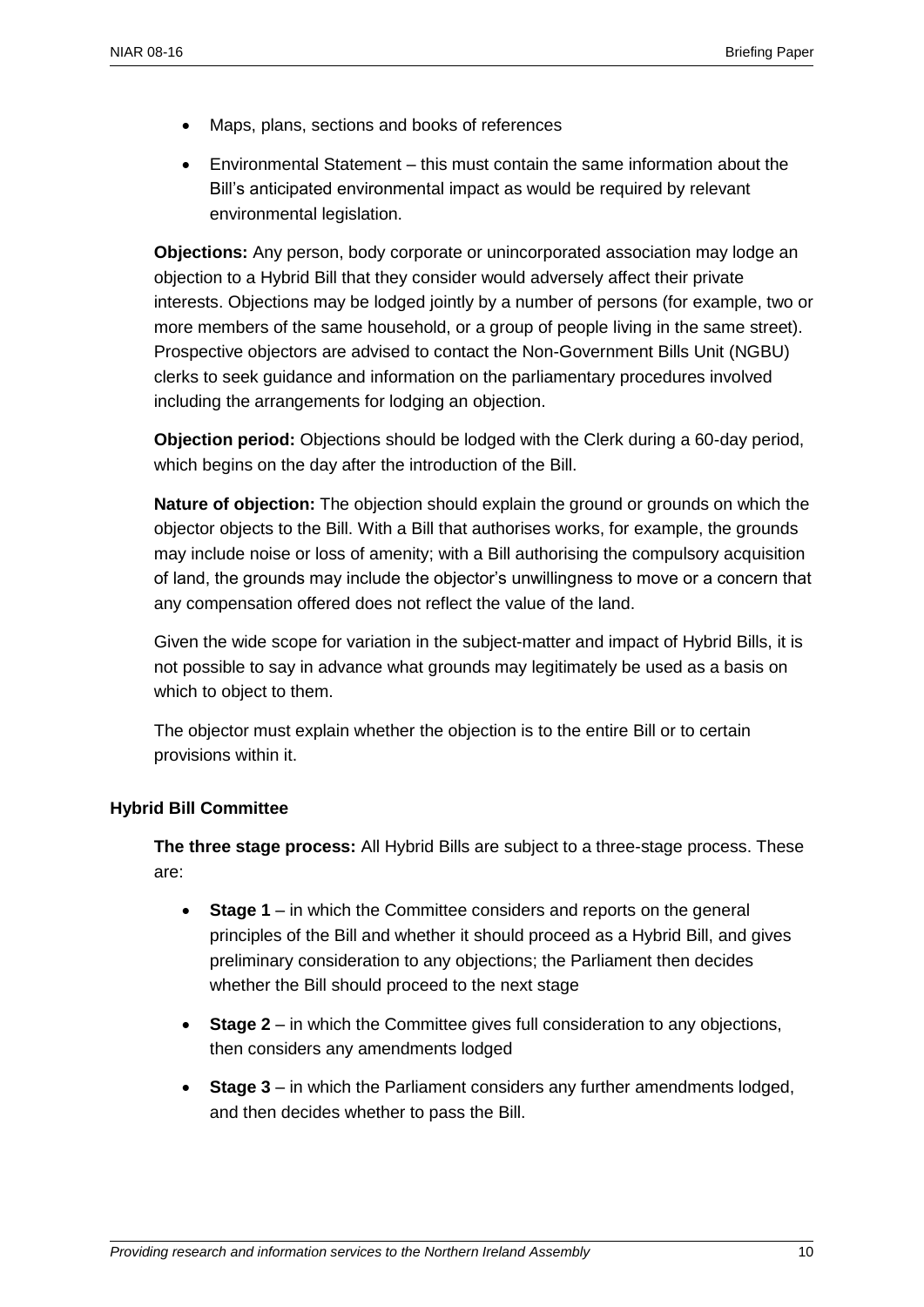- Maps, plans, sections and books of references
- Environmental Statement – this must contain the same information about the Bill's anticipated environmental impact as would be required by relevant environmental legislation.

**Objections:** Any person, body corporate or unincorporated association may lodge an objection to a Hybrid Bill that they consider would adversely affect their private interests. Objections may be lodged jointly by a number of persons (for example, two or more members of the same household, or a group of people living in the same street). Prospective objectors are advised to contact the Non-Government Bills Unit (NGBU) clerks to seek guidance and information on the parliamentary procedures involved including the arrangements for lodging an objection.

**Objection period:** Objections should be lodged with the Clerk during a 60-day period, which begins on the day after the introduction of the Bill.

**Nature of objection:** The objection should explain the ground or grounds on which the objector objects to the Bill. With a Bill that authorises works, for example, the grounds may include noise or loss of amenity; with a Bill authorising the compulsory acquisition of land, the grounds may include the objector's unwillingness to move or a concern that any compensation offered does not reflect the value of the land.

Given the wide scope for variation in the subject-matter and impact of Hybrid Bills, it is not possible to say in advance what grounds may legitimately be used as a basis on which to object to them.

The objector must explain whether the objection is to the entire Bill or to certain provisions within it.

### Hybrid Bill Committee

**The three stage process:** All Hybrid Bills are subject to a three-stage process. These are:

- **Stage 1** – in which the Committee considers and reports on the general principles of the Bill and whether it should proceed as a Hybrid Bill, and gives preliminary consideration to any objections; the Parliament then decides whether the Bill should proceed to the next stage
- **Stage 2** – in which the Committee gives full consideration to any objections, then considers any amendments lodged
- **Stage 3** – in which the Parliament considers any further amendments lodged, and then decides whether to pass the Bill.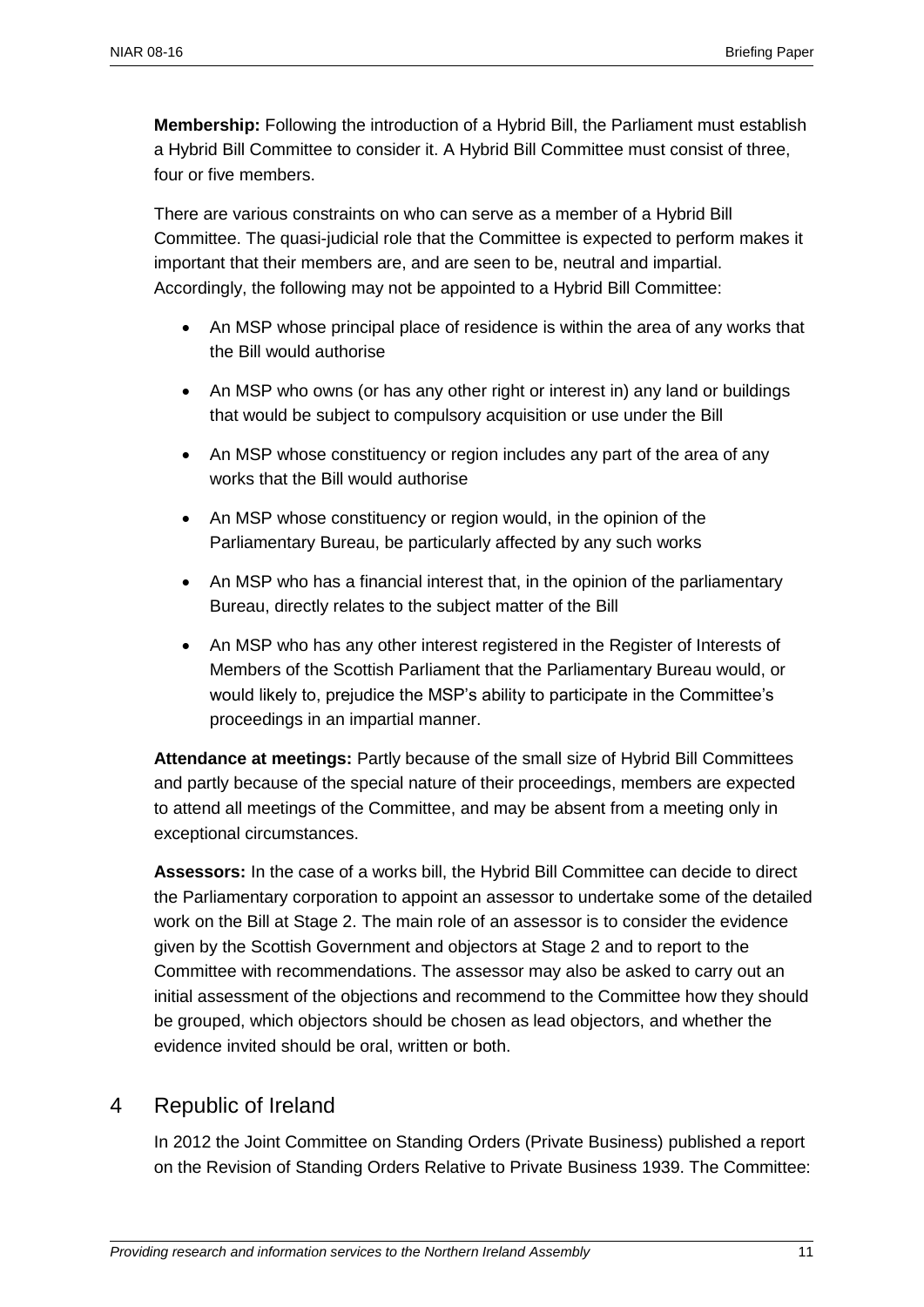**Membership:** Following the introduction of a Hybrid Bill, the Parliament must establish a Hybrid Bill Committee to consider it. A Hybrid Bill Committee must consist of three, four or five members.

There are various constraints on who can serve as a member of a Hybrid Bill Committee. The quasi-judicial role that the Committee is expected to perform makes it important that their members are, and are seen to be, neutral and impartial. Accordingly, the following may not be appointed to a Hybrid Bill Committee:

- An MSP whose principal place of residence is within the area of any works that the Bill would authorise
- An MSP who owns (or has any other right or interest in) any land or buildings that would be subject to compulsory acquisition or use under the Bill
- An MSP whose constituency or region includes any part of the area of any works that the Bill would authorise
- An MSP whose constituency or region would, in the opinion of the Parliamentary Bureau, be particularly affected by any such works
- An MSP who has a financial interest that, in the opinion of the parliamentary Bureau, directly relates to the subject matter of the Bill
- An MSP who has any other interest registered in the Register of Interests of Members of the Scottish Parliament that the Parliamentary Bureau would, or would likely to, prejudice the MSP's ability to participate in the Committee's proceedings in an impartial manner.

**Attendance at meetings:** Partly because of the small size of Hybrid Bill Committees and partly because of the special nature of their proceedings, members are expected to attend all meetings of the Committee, and may be absent from a meeting only in exceptional circumstances.

**Assessors:** In the case of a works bill, the Hybrid Bill Committee can decide to direct the Parliamentary corporation to appoint an assessor to undertake some of the detailed work on the Bill at Stage 2. The main role of an assessor is to consider the evidence given by the Scottish Government and objectors at Stage 2 and to report to the Committee with recommendations. The assessor may also be asked to carry out an initial assessment of the objections and recommend to the Committee how they should be grouped, which objectors should be chosen as lead objectors, and whether the evidence invited should be oral, written or both.

## 4 Republic of Ireland

In 2012 the Joint Committee on Standing Orders (Private Business) published a report on the Revision of Standing Orders Relative to Private Business 1939. The Committee: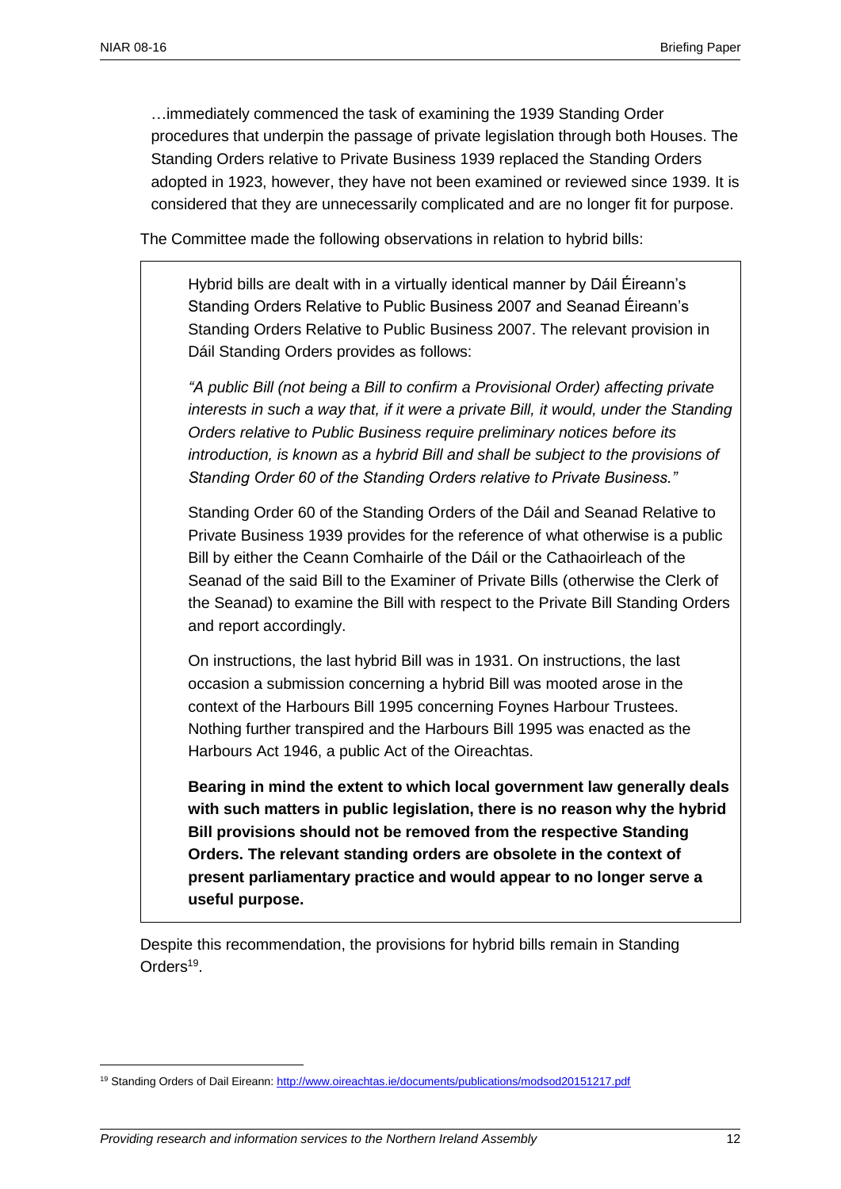> …immediately commenced the task of examining the 1939 Standing Order procedures that underpin the passage of private legislation through both Houses. The Standing Orders relative to Private Business 1939 replaced the Standing Orders adopted in 1923, however, they have not been examined or reviewed since 1939. It is considered that they are unnecessarily complicated and are no longer fit for purpose.

The Committee made the following observations in relation to hybrid bills:

> Hybrid bills are dealt with in a virtually identical manner by Dáil Éireann's Standing Orders Relative to Public Business 2007 and Seanad Éireann's Standing Orders Relative to Public Business 2007. The relevant provision in Dáil Standing Orders provides as follows:
>
> *"A public Bill (not being a Bill to confirm a Provisional Order) affecting private interests in such a way that, if it were a private Bill, it would, under the Standing Orders relative to Public Business require preliminary notices before its introduction, is known as a hybrid Bill and shall be subject to the provisions of Standing Order 60 of the Standing Orders relative to Private Business."*
>
> Standing Order 60 of the Standing Orders of the Dáil and Seanad Relative to Private Business 1939 provides for the reference of what otherwise is a public Bill by either the Ceann Comhairle of the Dáil or the Cathaoirleach of the Seanad of the said Bill to the Examiner of Private Bills (otherwise the Clerk of the Seanad) to examine the Bill with respect to the Private Bill Standing Orders and report accordingly.
>
> On instructions, the last hybrid Bill was in 1931. On instructions, the last occasion a submission concerning a hybrid Bill was mooted arose in the context of the Harbours Bill 1995 concerning Foynes Harbour Trustees. Nothing further transpired and the Harbours Bill 1995 was enacted as the Harbours Act 1946, a public Act of the Oireachtas.
>
> **Bearing in mind the extent to which local government law generally deals with such matters in public legislation, there is no reason why the hybrid Bill provisions should not be removed from the respective Standing Orders. The relevant standing orders are obsolete in the context of present parliamentary practice and would appear to no longer serve a useful purpose.**

Despite this recommendation, the provisions for hybrid bills remain in Standing Orders[19].

---

[19] Standing Orders of Dail Eireann: http://www.oireachtas.ie/documents/publications/modsod20151217.pdf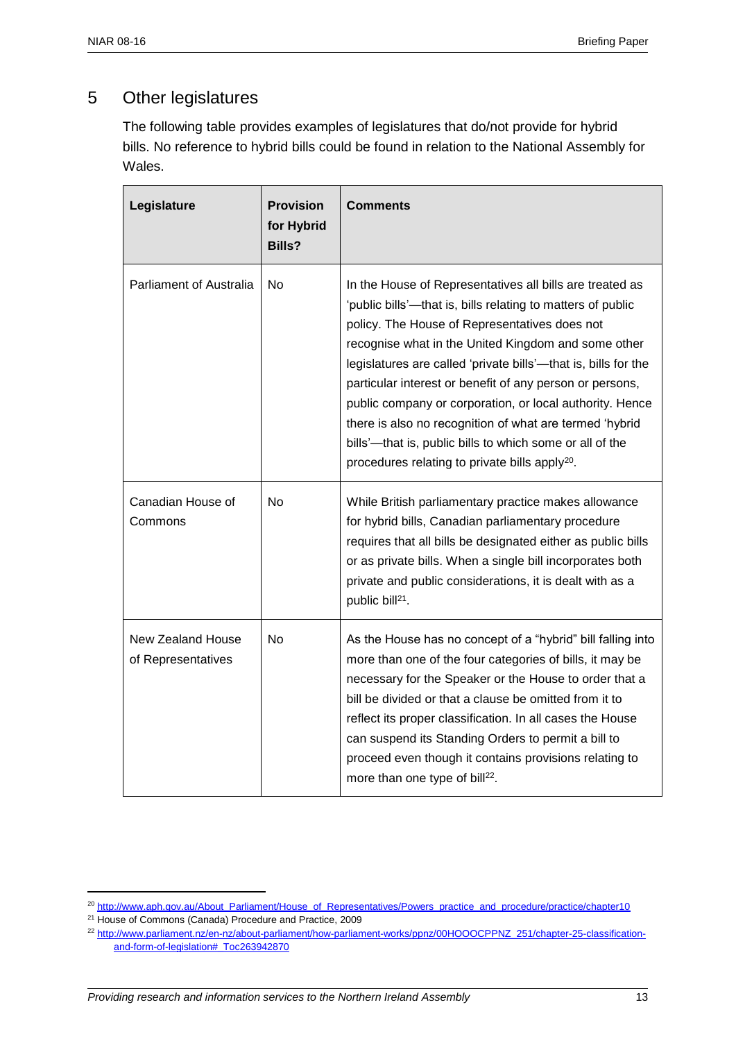## 5 Other legislatures

The following table provides examples of legislatures that do/not provide for hybrid bills. No reference to hybrid bills could be found in relation to the National Assembly for Wales.

| Legislature | Provision for Hybrid Bills? | Comments |
|---|---|---|
| Parliament of Australia | No | In the House of Representatives all bills are treated as 'public bills'—that is, bills relating to matters of public policy. The House of Representatives does not recognise what in the United Kingdom and some other legislatures are called 'private bills'—that is, bills for the particular interest or benefit of any person or persons, public company or corporation, or local authority. Hence there is also no recognition of what are termed 'hybrid bills'—that is, public bills to which some or all of the procedures relating to private bills apply[20]. |
| Canadian House of Commons | No | While British parliamentary practice makes allowance for hybrid bills, Canadian parliamentary procedure requires that all bills be designated either as public bills or as private bills. When a single bill incorporates both private and public considerations, it is dealt with as a public bill[21]. |
| New Zealand House of Representatives | No | As the House has no concept of a "hybrid" bill falling into more than one of the four categories of bills, it may be necessary for the Speaker or the House to order that a bill be divided or that a clause be omitted from it to reflect its proper classification. In all cases the House can suspend its Standing Orders to permit a bill to proceed even though it contains provisions relating to more than one type of bill[22]. |

[20] http://www.aph.gov.au/About_Parliament/House_of_Representatives/Powers_practice_and_procedure/practice/chapter10

[21] House of Commons (Canada) Procedure and Practice, 2009

[22] http://www.parliament.nz/en-nz/about-parliament/how-parliament-works/ppnz/00HOOOCPPNZ_251/chapter-25-classification-and-form-of-legislation#_Toc263942870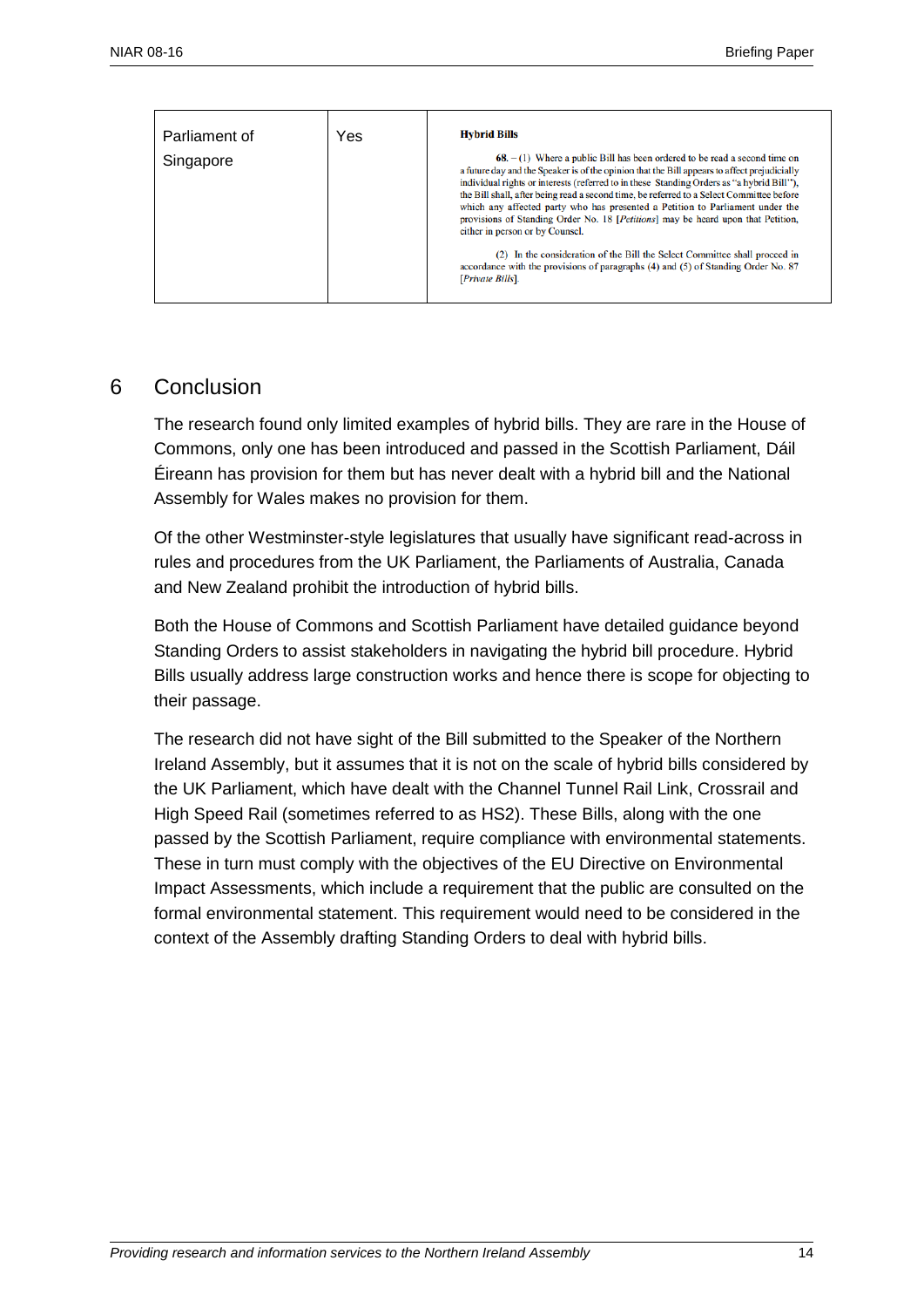| Parliament of Singapore | Yes | **Hybrid Bills**<br><br>**68.** – (1) Where a public Bill has been ordered to be read a second time on a future day and the Speaker is of the opinion that the Bill appears to affect prejudicially individual rights or interests (referred to in these Standing Orders as "a hybrid Bill"), the Bill shall, after being read a second time, be referred to a Select Committee before which any affected party who has presented a Petition to Parliament under the provisions of Standing Order No. 18 [*Petitions*] may be heard upon that Petition, either in person or by Counsel.<br><br>(2) In the consideration of the Bill the Select Committee shall proceed in accordance with the provisions of paragraphs (4) and (5) of Standing Order No. 87 [*Private Bills*]. |
|---|---|---|

## 6 Conclusion

The research found only limited examples of hybrid bills. They are rare in the House of Commons, only one has been introduced and passed in the Scottish Parliament, Dáil Éireann has provision for them but has never dealt with a hybrid bill and the National Assembly for Wales makes no provision for them.

Of the other Westminster-style legislatures that usually have significant read-across in rules and procedures from the UK Parliament, the Parliaments of Australia, Canada and New Zealand prohibit the introduction of hybrid bills.

Both the House of Commons and Scottish Parliament have detailed guidance beyond Standing Orders to assist stakeholders in navigating the hybrid bill procedure. Hybrid Bills usually address large construction works and hence there is scope for objecting to their passage.

The research did not have sight of the Bill submitted to the Speaker of the Northern Ireland Assembly, but it assumes that it is not on the scale of hybrid bills considered by the UK Parliament, which have dealt with the Channel Tunnel Rail Link, Crossrail and High Speed Rail (sometimes referred to as HS2). These Bills, along with the one passed by the Scottish Parliament, require compliance with environmental statements. These in turn must comply with the objectives of the EU Directive on Environmental Impact Assessments, which include a requirement that the public are consulted on the formal environmental statement. This requirement would need to be considered in the context of the Assembly drafting Standing Orders to deal with hybrid bills.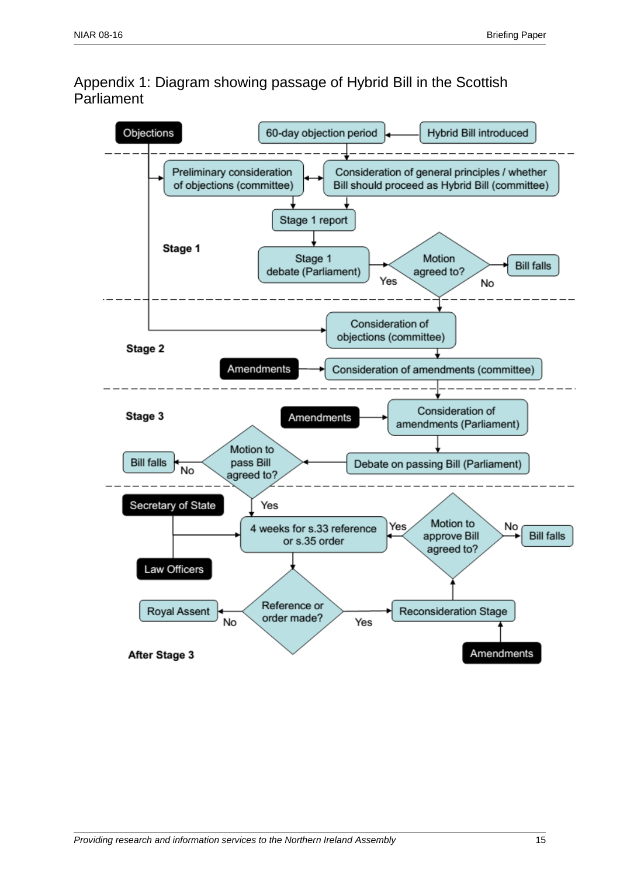## Appendix 1: Diagram showing passage of Hybrid Bill in the Scottish Parliament

Objections

60-day objection period

Hybrid Bill introduced

**Stage 1**

Preliminary consideration of objections (committee)

Consideration of general principles / whether Bill should proceed as Hybrid Bill (committee)

Stage 1 report

Stage 1 debate (Parliament)

Motion agreed to?

Yes

No

Bill falls

**Stage 2**

Consideration of objections (committee)

Amendments

Consideration of amendments (committee)

**Stage 3**

Amendments

Consideration of amendments (Parliament)

Debate on passing Bill (Parliament)

Motion to pass Bill agreed to?

No

Bill falls

Yes

**After Stage 3**

Secretary of State

Law Officers

4 weeks for s.33 reference or s.35 order

Reference or order made?

No

Royal Assent

Yes

Reconsideration Stage

Amendments

Motion to approve Bill agreed to?

Yes

No

Bill falls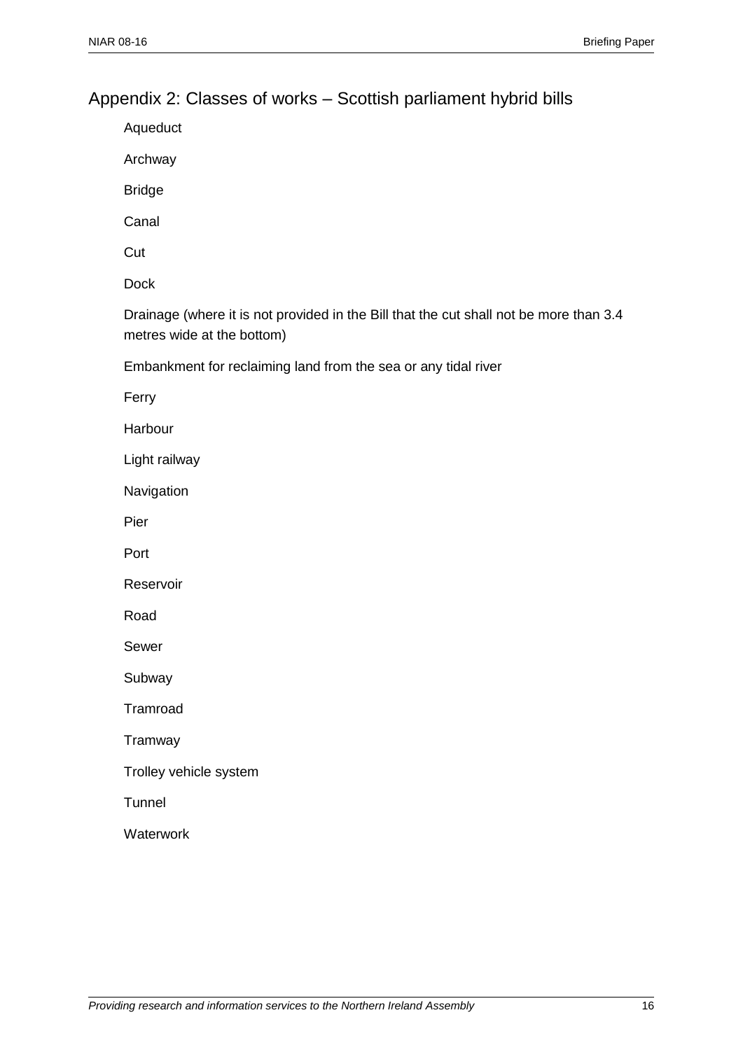## Appendix 2: Classes of works – Scottish parliament hybrid bills

Aqueduct

Archway

Bridge

Canal

Cut

Dock

Drainage (where it is not provided in the Bill that the cut shall not be more than 3.4 metres wide at the bottom)

Embankment for reclaiming land from the sea or any tidal river

Ferry

Harbour

Light railway

Navigation

Pier

Port

Reservoir

Road

Sewer

Subway

Tramroad

Tramway

Trolley vehicle system

Tunnel

Waterwork